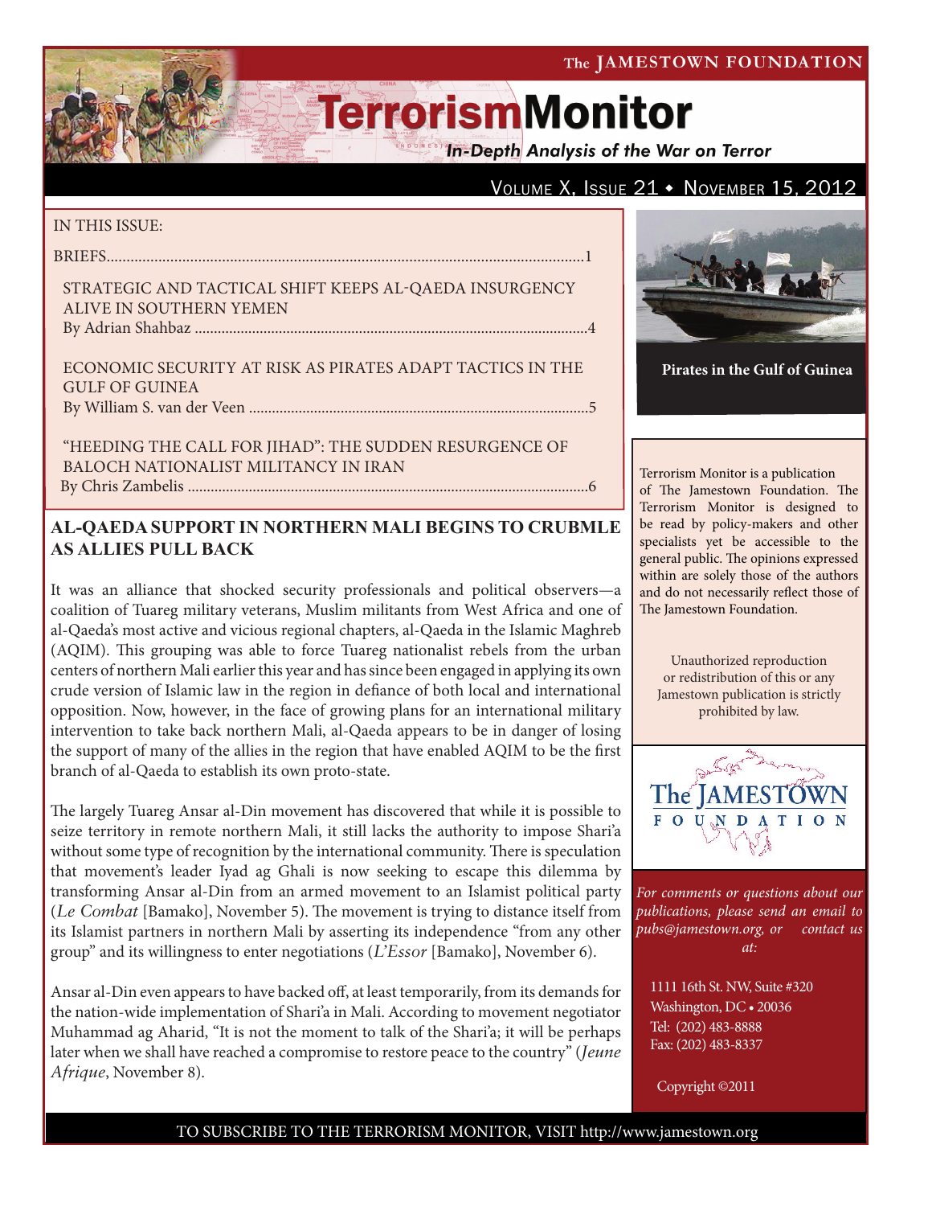The JAMESTOWN FOUNDATION

# TerrorismMonitor

*In-Depth Analysis of the War on Terror*

Volume X, Issue 21 • November 15, 2012

IN THIS ISSUE:

BRIEFS....1

STRATEGIC AND TACTICAL SHIFT KEEPS AL-QAEDA INSURGENCY ALIVE IN SOUTHERN YEMEN
By Adrian Shahbaz....4

ECONOMIC SECURITY AT RISK AS PIRATES ADAPT TACTICS IN THE GULF OF GUINEA
By William S. van der Veen....5

"HEEDING THE CALL FOR JIHAD": THE SUDDEN RESURGENCE OF BALOCH NATIONALIST MILITANCY IN IRAN
By Chris Zambelis....6

**Pirates in the Gulf of Guinea**

Terrorism Monitor is a publication of The Jamestown Foundation. The Terrorism Monitor is designed to be read by policy-makers and other specialists yet be accessible to the general public. The opinions expressed within are solely those of the authors and do not necessarily reflect those of The Jamestown Foundation.

Unauthorized reproduction or redistribution of this or any Jamestown publication is strictly prohibited by law.

*For comments or questions about our publications, please send an email to pubs@jamestown.org, or contact us at:*

1111 16th St. NW, Suite #320
Washington, DC • 20036
Tel: (202) 483-8888
Fax: (202) 483-8337

Copyright ©2011

## AL-QAEDA SUPPORT IN NORTHERN MALI BEGINS TO CRUBMLE AS ALLIES PULL BACK

It was an alliance that shocked security professionals and political observers—a coalition of Tuareg military veterans, Muslim militants from West Africa and one of al-Qaeda's most active and vicious regional chapters, al-Qaeda in the Islamic Maghreb (AQIM). This grouping was able to force Tuareg nationalist rebels from the urban centers of northern Mali earlier this year and has since been engaged in applying its own crude version of Islamic law in the region in defiance of both local and international opposition. Now, however, in the face of growing plans for an international military intervention to take back northern Mali, al-Qaeda appears to be in danger of losing the support of many of the allies in the region that have enabled AQIM to be the first branch of al-Qaeda to establish its own proto-state.

The largely Tuareg Ansar al-Din movement has discovered that while it is possible to seize territory in remote northern Mali, it still lacks the authority to impose Shari'a without some type of recognition by the international community. There is speculation that movement's leader Iyad ag Ghali is now seeking to escape this dilemma by transforming Ansar al-Din from an armed movement to an Islamist political party (*Le Combat* [Bamako], November 5). The movement is trying to distance itself from its Islamist partners in northern Mali by asserting its independence "from any other group" and its willingness to enter negotiations (*L'Essor* [Bamako], November 6).

Ansar al-Din even appears to have backed off, at least temporarily, from its demands for the nation-wide implementation of Shari'a in Mali. According to movement negotiator Muhammad ag Aharid, "It is not the moment to talk of the Shari'a; it will be perhaps later when we shall have reached a compromise to restore peace to the country" (*Jeune Afrique*, November 8).

TO SUBSCRIBE TO THE TERRORISM MONITOR, VISIT http://www.jamestown.org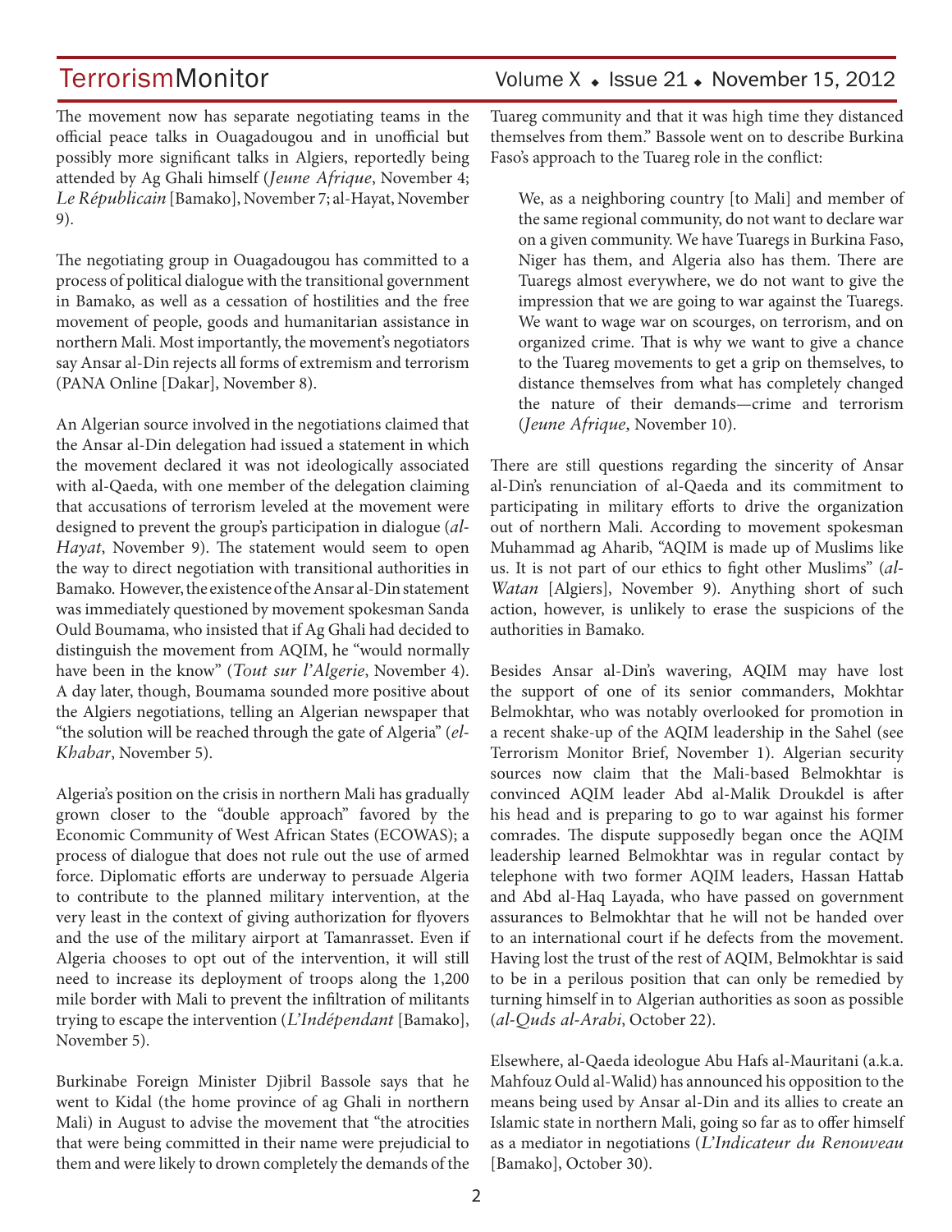The movement now has separate negotiating teams in the official peace talks in Ouagadougou and in unofficial but possibly more significant talks in Algiers, reportedly being attended by Ag Ghali himself (*Jeune Afrique*, November 4; *Le Républicain* [Bamako], November 7; al-Hayat, November 9).

The negotiating group in Ouagadougou has committed to a process of political dialogue with the transitional government in Bamako, as well as a cessation of hostilities and the free movement of people, goods and humanitarian assistance in northern Mali. Most importantly, the movement's negotiators say Ansar al-Din rejects all forms of extremism and terrorism (PANA Online [Dakar], November 8).

An Algerian source involved in the negotiations claimed that the Ansar al-Din delegation had issued a statement in which the movement declared it was not ideologically associated with al-Qaeda, with one member of the delegation claiming that accusations of terrorism leveled at the movement were designed to prevent the group's participation in dialogue (*al-Hayat*, November 9). The statement would seem to open the way to direct negotiation with transitional authorities in Bamako. However, the existence of the Ansar al-Din statement was immediately questioned by movement spokesman Sanda Ould Boumama, who insisted that if Ag Ghali had decided to distinguish the movement from AQIM, he "would normally have been in the know" (*Tout sur l'Algerie*, November 4). A day later, though, Boumama sounded more positive about the Algiers negotiations, telling an Algerian newspaper that "the solution will be reached through the gate of Algeria" (*el-Khabar*, November 5).

Algeria's position on the crisis in northern Mali has gradually grown closer to the "double approach" favored by the Economic Community of West African States (ECOWAS); a process of dialogue that does not rule out the use of armed force. Diplomatic efforts are underway to persuade Algeria to contribute to the planned military intervention, at the very least in the context of giving authorization for flyovers and the use of the military airport at Tamanrasset. Even if Algeria chooses to opt out of the intervention, it will still need to increase its deployment of troops along the 1,200 mile border with Mali to prevent the infiltration of militants trying to escape the intervention (*L'Indépendant* [Bamako], November 5).

Burkinabe Foreign Minister Djibril Bassole says that he went to Kidal (the home province of ag Ghali in northern Mali) in August to advise the movement that "the atrocities that were being committed in their name were prejudicial to them and were likely to drown completely the demands of the Tuareg community and that it was high time they distanced themselves from them." Bassole went on to describe Burkina Faso's approach to the Tuareg role in the conflict:

> We, as a neighboring country [to Mali] and member of the same regional community, do not want to declare war on a given community. We have Tuaregs in Burkina Faso, Niger has them, and Algeria also has them. There are Tuaregs almost everywhere, we do not want to give the impression that we are going to war against the Tuaregs. We want to wage war on scourges, on terrorism, and on organized crime. That is why we want to give a chance to the Tuareg movements to get a grip on themselves, to distance themselves from what has completely changed the nature of their demands—crime and terrorism (*Jeune Afrique*, November 10).

There are still questions regarding the sincerity of Ansar al-Din's renunciation of al-Qaeda and its commitment to participating in military efforts to drive the organization out of northern Mali. According to movement spokesman Muhammad ag Aharib, "AQIM is made up of Muslims like us. It is not part of our ethics to fight other Muslims" (*al-Watan* [Algiers], November 9). Anything short of such action, however, is unlikely to erase the suspicions of the authorities in Bamako.

Besides Ansar al-Din's wavering, AQIM may have lost the support of one of its senior commanders, Mokhtar Belmokhtar, who was notably overlooked for promotion in a recent shake-up of the AQIM leadership in the Sahel (see Terrorism Monitor Brief, November 1). Algerian security sources now claim that the Mali-based Belmokhtar is convinced AQIM leader Abd al-Malik Droukdel is after his head and is preparing to go to war against his former comrades. The dispute supposedly began once the AQIM leadership learned Belmokhtar was in regular contact by telephone with two former AQIM leaders, Hassan Hattab and Abd al-Haq Layada, who have passed on government assurances to Belmokhtar that he will not be handed over to an international court if he defects from the movement. Having lost the trust of the rest of AQIM, Belmokhtar is said to be in a perilous position that can only be remedied by turning himself in to Algerian authorities as soon as possible (*al-Quds al-Arabi*, October 22).

Elsewhere, al-Qaeda ideologue Abu Hafs al-Mauritani (a.k.a. Mahfouz Ould al-Walid) has announced his opposition to the means being used by Ansar al-Din and its allies to create an Islamic state in northern Mali, going so far as to offer himself as a mediator in negotiations (*L'Indicateur du Renouveau* [Bamako], October 30).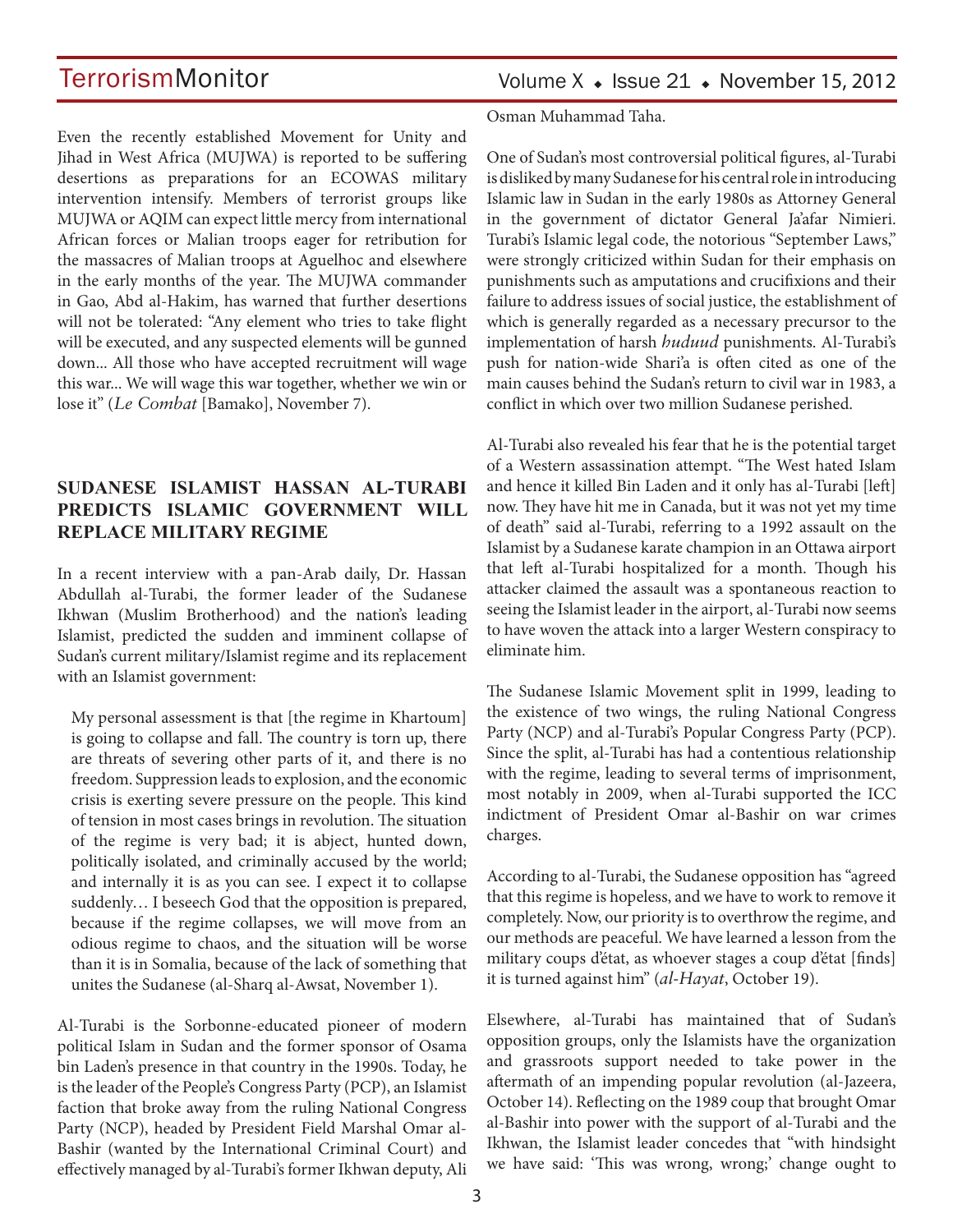Even the recently established Movement for Unity and Jihad in West Africa (MUJWA) is reported to be suffering desertions as preparations for an ECOWAS military intervention intensify. Members of terrorist groups like MUJWA or AQIM can expect little mercy from international African forces or Malian troops eager for retribution for the massacres of Malian troops at Aguelhoc and elsewhere in the early months of the year. The MUJWA commander in Gao, Abd al-Hakim, has warned that further desertions will not be tolerated: "Any element who tries to take flight will be executed, and any suspected elements will be gunned down... All those who have accepted recruitment will wage this war... We will wage this war together, whether we win or lose it" (*Le Combat* [Bamako], November 7).

## SUDANESE ISLAMIST HASSAN AL-TURABI PREDICTS ISLAMIC GOVERNMENT WILL REPLACE MILITARY REGIME

In a recent interview with a pan-Arab daily, Dr. Hassan Abdullah al-Turabi, the former leader of the Sudanese Ikhwan (Muslim Brotherhood) and the nation's leading Islamist, predicted the sudden and imminent collapse of Sudan's current military/Islamist regime and its replacement with an Islamist government:

> My personal assessment is that [the regime in Khartoum] is going to collapse and fall. The country is torn up, there are threats of severing other parts of it, and there is no freedom. Suppression leads to explosion, and the economic crisis is exerting severe pressure on the people. This kind of tension in most cases brings in revolution. The situation of the regime is very bad; it is abject, hunted down, politically isolated, and criminally accused by the world; and internally it is as you can see. I expect it to collapse suddenly… I beseech God that the opposition is prepared, because if the regime collapses, we will move from an odious regime to chaos, and the situation will be worse than it is in Somalia, because of the lack of something that unites the Sudanese (al-Sharq al-Awsat, November 1).

Al-Turabi is the Sorbonne-educated pioneer of modern political Islam in Sudan and the former sponsor of Osama bin Laden's presence in that country in the 1990s. Today, he is the leader of the People's Congress Party (PCP), an Islamist faction that broke away from the ruling National Congress Party (NCP), headed by President Field Marshal Omar al-Bashir (wanted by the International Criminal Court) and effectively managed by al-Turabi's former Ikhwan deputy, Ali Osman Muhammad Taha.

One of Sudan's most controversial political figures, al-Turabi is disliked by many Sudanese for his central role in introducing Islamic law in Sudan in the early 1980s as Attorney General in the government of dictator General Ja'afar Nimieri. Turabi's Islamic legal code, the notorious "September Laws," were strongly criticized within Sudan for their emphasis on punishments such as amputations and crucifixions and their failure to address issues of social justice, the establishment of which is generally regarded as a necessary precursor to the implementation of harsh *huduud* punishments. Al-Turabi's push for nation-wide Shari'a is often cited as one of the main causes behind the Sudan's return to civil war in 1983, a conflict in which over two million Sudanese perished.

Al-Turabi also revealed his fear that he is the potential target of a Western assassination attempt. "The West hated Islam and hence it killed Bin Laden and it only has al-Turabi [left] now. They have hit me in Canada, but it was not yet my time of death" said al-Turabi, referring to a 1992 assault on the Islamist by a Sudanese karate champion in an Ottawa airport that left al-Turabi hospitalized for a month. Though his attacker claimed the assault was a spontaneous reaction to seeing the Islamist leader in the airport, al-Turabi now seems to have woven the attack into a larger Western conspiracy to eliminate him.

The Sudanese Islamic Movement split in 1999, leading to the existence of two wings, the ruling National Congress Party (NCP) and al-Turabi's Popular Congress Party (PCP). Since the split, al-Turabi has had a contentious relationship with the regime, leading to several terms of imprisonment, most notably in 2009, when al-Turabi supported the ICC indictment of President Omar al-Bashir on war crimes charges.

According to al-Turabi, the Sudanese opposition has "agreed that this regime is hopeless, and we have to work to remove it completely. Now, our priority is to overthrow the regime, and our methods are peaceful. We have learned a lesson from the military coups d'état, as whoever stages a coup d'état [finds] it is turned against him" (*al-Hayat*, October 19).

Elsewhere, al-Turabi has maintained that of Sudan's opposition groups, only the Islamists have the organization and grassroots support needed to take power in the aftermath of an impending popular revolution (al-Jazeera, October 14). Reflecting on the 1989 coup that brought Omar al-Bashir into power with the support of al-Turabi and the Ikhwan, the Islamist leader concedes that "with hindsight we have said: 'This was wrong, wrong;' change ought to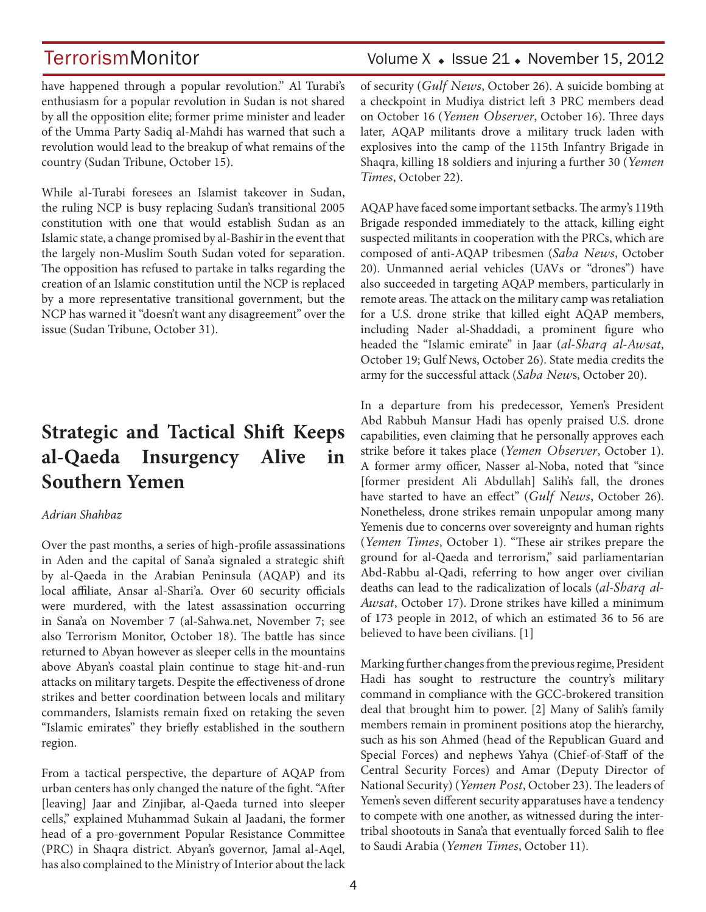have happened through a popular revolution." Al Turabi's enthusiasm for a popular revolution in Sudan is not shared by all the opposition elite; former prime minister and leader of the Umma Party Sadiq al-Mahdi has warned that such a revolution would lead to the breakup of what remains of the country (Sudan Tribune, October 15).

While al-Turabi foresees an Islamist takeover in Sudan, the ruling NCP is busy replacing Sudan's transitional 2005 constitution with one that would establish Sudan as an Islamic state, a change promised by al-Bashir in the event that the largely non-Muslim South Sudan voted for separation. The opposition has refused to partake in talks regarding the creation of an Islamic constitution until the NCP is replaced by a more representative transitional government, but the NCP has warned it "doesn't want any disagreement" over the issue (Sudan Tribune, October 31).

## Strategic and Tactical Shift Keeps al-Qaeda Insurgency Alive in Southern Yemen

*Adrian Shahbaz*

Over the past months, a series of high-profile assassinations in Aden and the capital of Sana'a signaled a strategic shift by al-Qaeda in the Arabian Peninsula (AQAP) and its local affiliate, Ansar al-Shari'a. Over 60 security officials were murdered, with the latest assassination occurring in Sana'a on November 7 (al-Sahwa.net, November 7; see also Terrorism Monitor, October 18). The battle has since returned to Abyan however as sleeper cells in the mountains above Abyan's coastal plain continue to stage hit-and-run attacks on military targets. Despite the effectiveness of drone strikes and better coordination between locals and military commanders, Islamists remain fixed on retaking the seven "Islamic emirates" they briefly established in the southern region.

From a tactical perspective, the departure of AQAP from urban centers has only changed the nature of the fight. "After [leaving] Jaar and Zinjibar, al-Qaeda turned into sleeper cells," explained Muhammad Sukain al Jaadani, the former head of a pro-government Popular Resistance Committee (PRC) in Shaqra district. Abyan's governor, Jamal al-Aqel, has also complained to the Ministry of Interior about the lack of security (*Gulf News*, October 26). A suicide bombing at a checkpoint in Mudiya district left 3 PRC members dead on October 16 (*Yemen Observer*, October 16). Three days later, AQAP militants drove a military truck laden with explosives into the camp of the 115th Infantry Brigade in Shaqra, killing 18 soldiers and injuring a further 30 (*Yemen Times*, October 22).

AQAP have faced some important setbacks. The army's 119th Brigade responded immediately to the attack, killing eight suspected militants in cooperation with the PRCs, which are composed of anti-AQAP tribesmen (*Saba News*, October 20). Unmanned aerial vehicles (UAVs or "drones") have also succeeded in targeting AQAP members, particularly in remote areas. The attack on the military camp was retaliation for a U.S. drone strike that killed eight AQAP members, including Nader al-Shaddadi, a prominent figure who headed the "Islamic emirate" in Jaar (*al-Sharq al-Awsat*, October 19; Gulf News, October 26). State media credits the army for the successful attack (*Saba News*, October 20).

In a departure from his predecessor, Yemen's President Abd Rabbuh Mansur Hadi has openly praised U.S. drone capabilities, even claiming that he personally approves each strike before it takes place (*Yemen Observer*, October 1). A former army officer, Nasser al-Noba, noted that "since [former president Ali Abdullah] Salih's fall, the drones have started to have an effect" (*Gulf News*, October 26). Nonetheless, drone strikes remain unpopular among many Yemenis due to concerns over sovereignty and human rights (*Yemen Times*, October 1). "These air strikes prepare the ground for al-Qaeda and terrorism," said parliamentarian Abd-Rabbu al-Qadi, referring to how anger over civilian deaths can lead to the radicalization of locals (*al-Sharq al-Awsat*, October 17). Drone strikes have killed a minimum of 173 people in 2012, of which an estimated 36 to 56 are believed to have been civilians. [1]

Marking further changes from the previous regime, President Hadi has sought to restructure the country's military command in compliance with the GCC-brokered transition deal that brought him to power. [2] Many of Salih's family members remain in prominent positions atop the hierarchy, such as his son Ahmed (head of the Republican Guard and Special Forces) and nephews Yahya (Chief-of-Staff of the Central Security Forces) and Amar (Deputy Director of National Security) (*Yemen Post*, October 23). The leaders of Yemen's seven different security apparatuses have a tendency to compete with one another, as witnessed during the inter-tribal shootouts in Sana'a that eventually forced Salih to flee to Saudi Arabia (*Yemen Times*, October 11).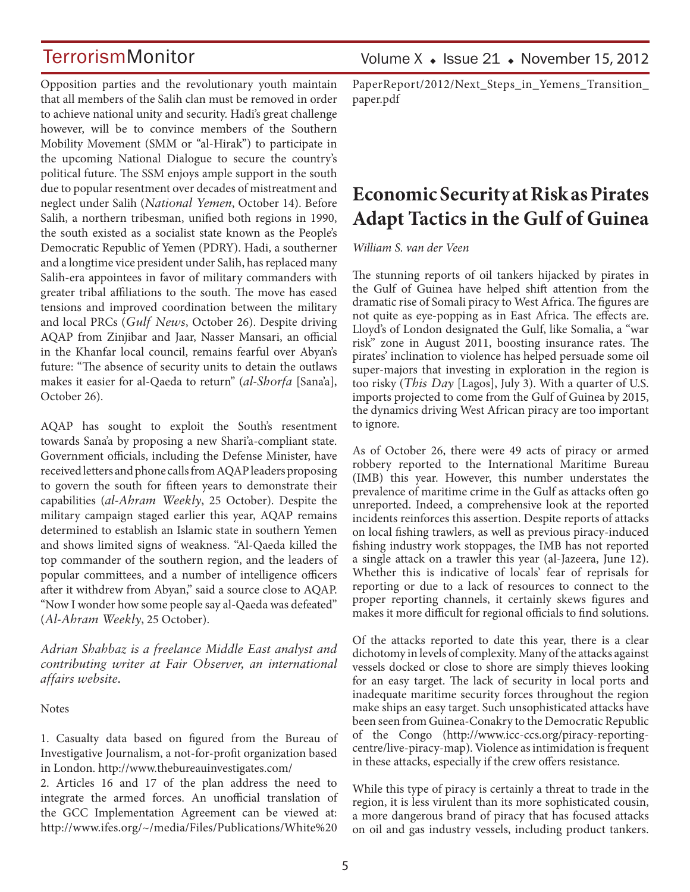Opposition parties and the revolutionary youth maintain that all members of the Salih clan must be removed in order to achieve national unity and security. Hadi's great challenge however, will be to convince members of the Southern Mobility Movement (SMM or "al-Hirak") to participate in the upcoming National Dialogue to secure the country's political future. The SSM enjoys ample support in the south due to popular resentment over decades of mistreatment and neglect under Salih (*National Yemen*, October 14). Before Salih, a northern tribesman, unified both regions in 1990, the south existed as a socialist state known as the People's Democratic Republic of Yemen (PDRY). Hadi, a southerner and a longtime vice president under Salih, has replaced many Salih-era appointees in favor of military commanders with greater tribal affiliations to the south. The move has eased tensions and improved coordination between the military and local PRCs (*Gulf News*, October 26). Despite driving AQAP from Zinjibar and Jaar, Nasser Mansari, an official in the Khanfar local council, remains fearful over Abyan's future: "The absence of security units to detain the outlaws makes it easier for al-Qaeda to return" (*al-Shorfa* [Sana'a], October 26).

AQAP has sought to exploit the South's resentment towards Sana'a by proposing a new Shari'a-compliant state. Government officials, including the Defense Minister, have received letters and phone calls from AQAP leaders proposing to govern the south for fifteen years to demonstrate their capabilities (*al-Ahram Weekly*, 25 October). Despite the military campaign staged earlier this year, AQAP remains determined to establish an Islamic state in southern Yemen and shows limited signs of weakness. "Al-Qaeda killed the top commander of the southern region, and the leaders of popular committees, and a number of intelligence officers after it withdrew from Abyan," said a source close to AQAP. "Now I wonder how some people say al-Qaeda was defeated" (*Al-Ahram Weekly*, 25 October).

*Adrian Shahbaz is a freelance Middle East analyst and contributing writer at Fair Observer, an international affairs website.*

Notes

1. Casualty data based on figured from the Bureau of Investigative Journalism, a not-for-profit organization based in London. http://www.thebureauinvestigates.com/
2. Articles 16 and 17 of the plan address the need to integrate the armed forces. An unofficial translation of the GCC Implementation Agreement can be viewed at: http://www.ifes.org/~/media/Files/Publications/White%20PaperReport/2012/Next_Steps_in_Yemens_Transition_paper.pdf

# Economic Security at Risk as Pirates Adapt Tactics in the Gulf of Guinea

*William S. van der Veen*

The stunning reports of oil tankers hijacked by pirates in the Gulf of Guinea have helped shift attention from the dramatic rise of Somali piracy to West Africa. The figures are not quite as eye-popping as in East Africa. The effects are. Lloyd's of London designated the Gulf, like Somalia, a "war risk" zone in August 2011, boosting insurance rates. The pirates' inclination to violence has helped persuade some oil super-majors that investing in exploration in the region is too risky (*This Day* [Lagos], July 3). With a quarter of U.S. imports projected to come from the Gulf of Guinea by 2015, the dynamics driving West African piracy are too important to ignore.

As of October 26, there were 49 acts of piracy or armed robbery reported to the International Maritime Bureau (IMB) this year. However, this number understates the prevalence of maritime crime in the Gulf as attacks often go unreported. Indeed, a comprehensive look at the reported incidents reinforces this assertion. Despite reports of attacks on local fishing trawlers, as well as previous piracy-induced fishing industry work stoppages, the IMB has not reported a single attack on a trawler this year (al-Jazeera, June 12). Whether this is indicative of locals' fear of reprisals for reporting or due to a lack of resources to connect to the proper reporting channels, it certainly skews figures and makes it more difficult for regional officials to find solutions.

Of the attacks reported to date this year, there is a clear dichotomy in levels of complexity. Many of the attacks against vessels docked or close to shore are simply thieves looking for an easy target. The lack of security in local ports and inadequate maritime security forces throughout the region make ships an easy target. Such unsophisticated attacks have been seen from Guinea-Conakry to the Democratic Republic of the Congo (http://www.icc-ccs.org/piracy-reporting-centre/live-piracy-map). Violence as intimidation is frequent in these attacks, especially if the crew offers resistance.

While this type of piracy is certainly a threat to trade in the region, it is less virulent than its more sophisticated cousin, a more dangerous brand of piracy that has focused attacks on oil and gas industry vessels, including product tankers.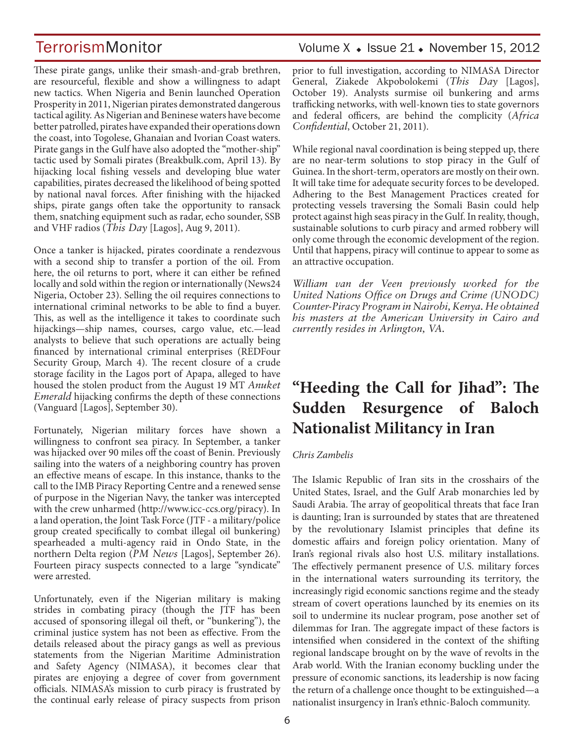These pirate gangs, unlike their smash-and-grab brethren, are resourceful, flexible and show a willingness to adapt new tactics. When Nigeria and Benin launched Operation Prosperity in 2011, Nigerian pirates demonstrated dangerous tactical agility. As Nigerian and Beninese waters have become better patrolled, pirates have expanded their operations down the coast, into Togolese, Ghanaian and Ivorian Coast waters. Pirate gangs in the Gulf have also adopted the "mother-ship" tactic used by Somali pirates (Breakbulk.com, April 13). By hijacking local fishing vessels and developing blue water capabilities, pirates decreased the likelihood of being spotted by national naval forces. After finishing with the hijacked ships, pirate gangs often take the opportunity to ransack them, snatching equipment such as radar, echo sounder, SSB and VHF radios (*This Day* [Lagos], Aug 9, 2011).

Once a tanker is hijacked, pirates coordinate a rendezvous with a second ship to transfer a portion of the oil. From here, the oil returns to port, where it can either be refined locally and sold within the region or internationally (News24 Nigeria, October 23). Selling the oil requires connections to international criminal networks to be able to find a buyer. This, as well as the intelligence it takes to coordinate such hijackings—ship names, courses, cargo value, etc.—lead analysts to believe that such operations are actually being financed by international criminal enterprises (REDFour Security Group, March 4). The recent closure of a crude storage facility in the Lagos port of Apapa, alleged to have housed the stolen product from the August 19 MT *Anuket Emerald* hijacking confirms the depth of these connections (Vanguard [Lagos], September 30).

Fortunately, Nigerian military forces have shown a willingness to confront sea piracy. In September, a tanker was hijacked over 90 miles off the coast of Benin. Previously sailing into the waters of a neighboring country has proven an effective means of escape. In this instance, thanks to the call to the IMB Piracy Reporting Centre and a renewed sense of purpose in the Nigerian Navy, the tanker was intercepted with the crew unharmed (http://www.icc-ccs.org/piracy). In a land operation, the Joint Task Force (JTF - a military/police group created specifically to combat illegal oil bunkering) spearheaded a multi-agency raid in Ondo State, in the northern Delta region (*PM News* [Lagos], September 26). Fourteen piracy suspects connected to a large "syndicate" were arrested.

Unfortunately, even if the Nigerian military is making strides in combating piracy (though the JTF has been accused of sponsoring illegal oil theft, or "bunkering"), the criminal justice system has not been as effective. From the details released about the piracy gangs as well as previous statements from the Nigerian Maritime Administration and Safety Agency (NIMASA), it becomes clear that pirates are enjoying a degree of cover from government officials. NIMASA's mission to curb piracy is frustrated by the continual early release of piracy suspects from prison prior to full investigation, according to NIMASA Director General, Ziakede Akpobolokemi (*This Day* [Lagos], October 19). Analysts surmise oil bunkering and arms trafficking networks, with well-known ties to state governors and federal officers, are behind the complicity (*Africa Confidential*, October 21, 2011).

While regional naval coordination is being stepped up, there are no near-term solutions to stop piracy in the Gulf of Guinea. In the short-term, operators are mostly on their own. It will take time for adequate security forces to be developed. Adhering to the Best Management Practices created for protecting vessels traversing the Somali Basin could help protect against high seas piracy in the Gulf. In reality, though, sustainable solutions to curb piracy and armed robbery will only come through the economic development of the region. Until that happens, piracy will continue to appear to some as an attractive occupation.

*William van der Veen previously worked for the United Nations Office on Drugs and Crime (UNODC) Counter-Piracy Program in Nairobi, Kenya. He obtained his masters at the American University in Cairo and currently resides in Arlington, VA.*

# "Heeding the Call for Jihad": The Sudden Resurgence of Baloch Nationalist Militancy in Iran

*Chris Zambelis*

The Islamic Republic of Iran sits in the crosshairs of the United States, Israel, and the Gulf Arab monarchies led by Saudi Arabia. The array of geopolitical threats that face Iran is daunting; Iran is surrounded by states that are threatened by the revolutionary Islamist principles that define its domestic affairs and foreign policy orientation. Many of Iran's regional rivals also host U.S. military installations. The effectively permanent presence of U.S. military forces in the international waters surrounding its territory, the increasingly rigid economic sanctions regime and the steady stream of covert operations launched by its enemies on its soil to undermine its nuclear program, pose another set of dilemmas for Iran. The aggregate impact of these factors is intensified when considered in the context of the shifting regional landscape brought on by the wave of revolts in the Arab world. With the Iranian economy buckling under the pressure of economic sanctions, its leadership is now facing the return of a challenge once thought to be extinguished—a nationalist insurgency in Iran's ethnic-Baloch community.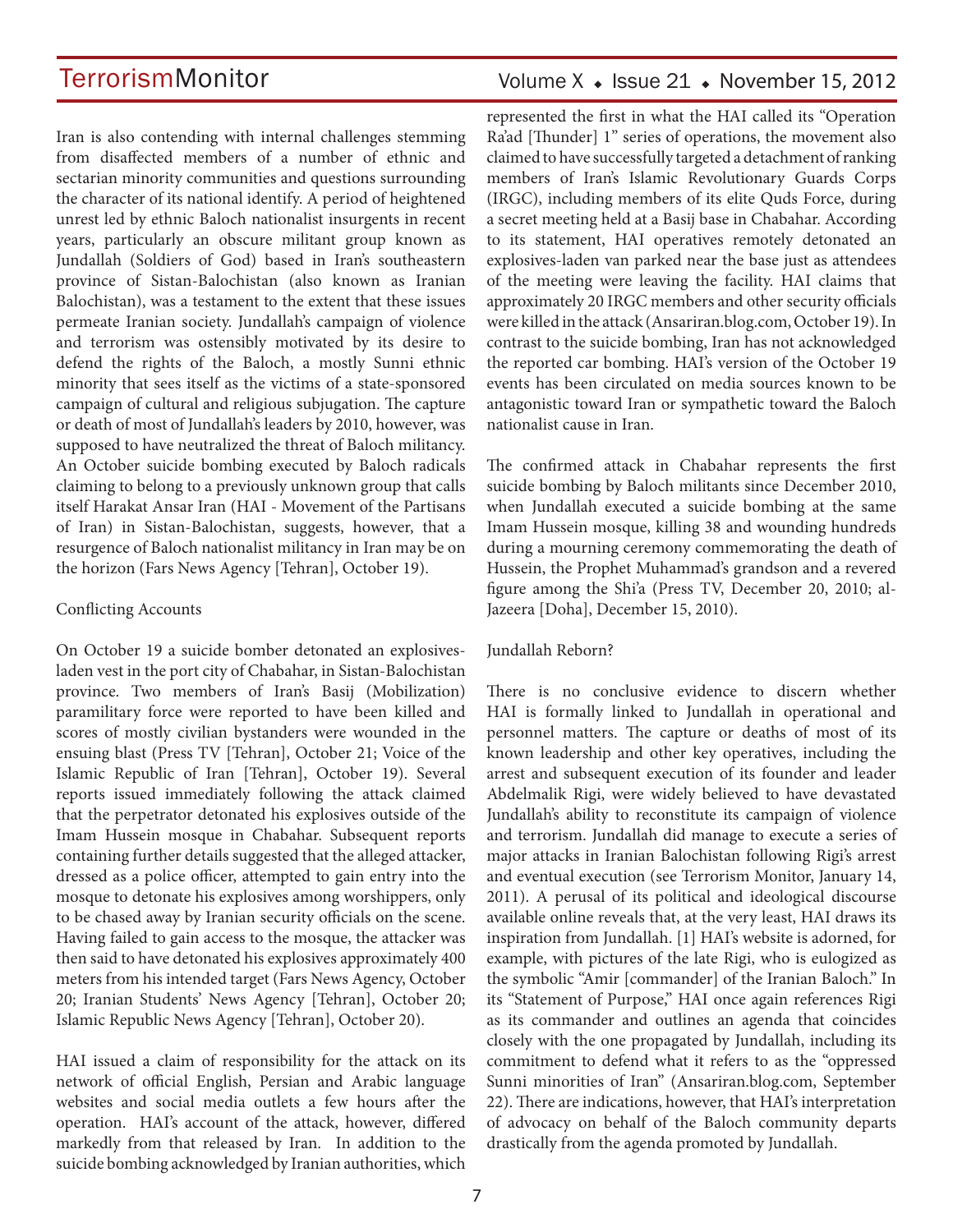Iran is also contending with internal challenges stemming from disaffected members of a number of ethnic and sectarian minority communities and questions surrounding the character of its national identify. A period of heightened unrest led by ethnic Baloch nationalist insurgents in recent years, particularly an obscure militant group known as Jundallah (Soldiers of God) based in Iran's southeastern province of Sistan-Balochistan (also known as Iranian Balochistan), was a testament to the extent that these issues permeate Iranian society. Jundallah's campaign of violence and terrorism was ostensibly motivated by its desire to defend the rights of the Baloch, a mostly Sunni ethnic minority that sees itself as the victims of a state-sponsored campaign of cultural and religious subjugation. The capture or death of most of Jundallah's leaders by 2010, however, was supposed to have neutralized the threat of Baloch militancy. An October suicide bombing executed by Baloch radicals claiming to belong to a previously unknown group that calls itself Harakat Ansar Iran (HAI - Movement of the Partisans of Iran) in Sistan-Balochistan, suggests, however, that a resurgence of Baloch nationalist militancy in Iran may be on the horizon (Fars News Agency [Tehran], October 19).

## Conflicting Accounts

On October 19 a suicide bomber detonated an explosives-laden vest in the port city of Chabahar, in Sistan-Balochistan province. Two members of Iran's Basij (Mobilization) paramilitary force were reported to have been killed and scores of mostly civilian bystanders were wounded in the ensuing blast (Press TV [Tehran], October 21; Voice of the Islamic Republic of Iran [Tehran], October 19). Several reports issued immediately following the attack claimed that the perpetrator detonated his explosives outside of the Imam Hussein mosque in Chabahar. Subsequent reports containing further details suggested that the alleged attacker, dressed as a police officer, attempted to gain entry into the mosque to detonate his explosives among worshippers, only to be chased away by Iranian security officials on the scene. Having failed to gain access to the mosque, the attacker was then said to have detonated his explosives approximately 400 meters from his intended target (Fars News Agency, October 20; Iranian Students' News Agency [Tehran], October 20; Islamic Republic News Agency [Tehran], October 20).

HAI issued a claim of responsibility for the attack on its network of official English, Persian and Arabic language websites and social media outlets a few hours after the operation. HAI's account of the attack, however, differed markedly from that released by Iran. In addition to the suicide bombing acknowledged by Iranian authorities, which represented the first in what the HAI called its "Operation Ra'ad [Thunder] 1" series of operations, the movement also claimed to have successfully targeted a detachment of ranking members of Iran's Islamic Revolutionary Guards Corps (IRGC), including members of its elite Quds Force, during a secret meeting held at a Basij base in Chabahar. According to its statement, HAI operatives remotely detonated an explosives-laden van parked near the base just as attendees of the meeting were leaving the facility. HAI claims that approximately 20 IRGC members and other security officials were killed in the attack (Ansariran.blog.com, October 19). In contrast to the suicide bombing, Iran has not acknowledged the reported car bombing. HAI's version of the October 19 events has been circulated on media sources known to be antagonistic toward Iran or sympathetic toward the Baloch nationalist cause in Iran.

The confirmed attack in Chabahar represents the first suicide bombing by Baloch militants since December 2010, when Jundallah executed a suicide bombing at the same Imam Hussein mosque, killing 38 and wounding hundreds during a mourning ceremony commemorating the death of Hussein, the Prophet Muhammad's grandson and a revered figure among the Shi'a (Press TV, December 20, 2010; al-Jazeera [Doha], December 15, 2010).

## Jundallah Reborn?

There is no conclusive evidence to discern whether HAI is formally linked to Jundallah in operational and personnel matters. The capture or deaths of most of its known leadership and other key operatives, including the arrest and subsequent execution of its founder and leader Abdelmalik Rigi, were widely believed to have devastated Jundallah's ability to reconstitute its campaign of violence and terrorism. Jundallah did manage to execute a series of major attacks in Iranian Balochistan following Rigi's arrest and eventual execution (see Terrorism Monitor, January 14, 2011). A perusal of its political and ideological discourse available online reveals that, at the very least, HAI draws its inspiration from Jundallah. [1] HAI's website is adorned, for example, with pictures of the late Rigi, who is eulogized as the symbolic "Amir [commander] of the Iranian Baloch." In its "Statement of Purpose," HAI once again references Rigi as its commander and outlines an agenda that coincides closely with the one propagated by Jundallah, including its commitment to defend what it refers to as the "oppressed Sunni minorities of Iran" (Ansariran.blog.com, September 22). There are indications, however, that HAI's interpretation of advocacy on behalf of the Baloch community departs drastically from the agenda promoted by Jundallah.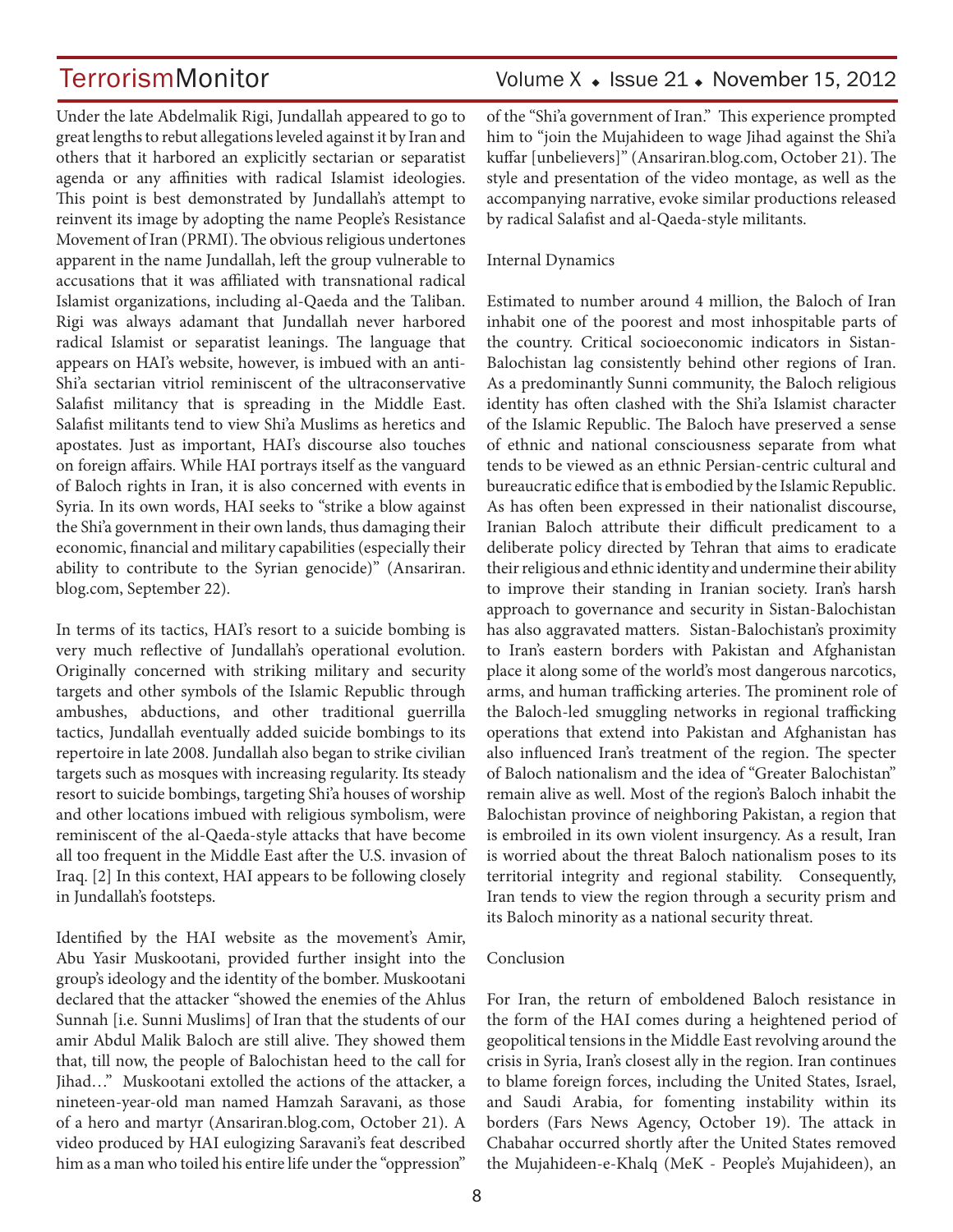Under the late Abdelmalik Rigi, Jundallah appeared to go to great lengths to rebut allegations leveled against it by Iran and others that it harbored an explicitly sectarian or separatist agenda or any affinities with radical Islamist ideologies. This point is best demonstrated by Jundallah's attempt to reinvent its image by adopting the name People's Resistance Movement of Iran (PRMI). The obvious religious undertones apparent in the name Jundallah, left the group vulnerable to accusations that it was affiliated with transnational radical Islamist organizations, including al-Qaeda and the Taliban. Rigi was always adamant that Jundallah never harbored radical Islamist or separatist leanings. The language that appears on HAI's website, however, is imbued with an anti-Shi'a sectarian vitriol reminiscent of the ultraconservative Salafist militancy that is spreading in the Middle East. Salafist militants tend to view Shi'a Muslims as heretics and apostates. Just as important, HAI's discourse also touches on foreign affairs. While HAI portrays itself as the vanguard of Baloch rights in Iran, it is also concerned with events in Syria. In its own words, HAI seeks to "strike a blow against the Shi'a government in their own lands, thus damaging their economic, financial and military capabilities (especially their ability to contribute to the Syrian genocide)" (Ansariran.blog.com, September 22).

In terms of its tactics, HAI's resort to a suicide bombing is very much reflective of Jundallah's operational evolution. Originally concerned with striking military and security targets and other symbols of the Islamic Republic through ambushes, abductions, and other traditional guerrilla tactics, Jundallah eventually added suicide bombings to its repertoire in late 2008. Jundallah also began to strike civilian targets such as mosques with increasing regularity. Its steady resort to suicide bombings, targeting Shi'a houses of worship and other locations imbued with religious symbolism, were reminiscent of the al-Qaeda-style attacks that have become all too frequent in the Middle East after the U.S. invasion of Iraq. [2] In this context, HAI appears to be following closely in Jundallah's footsteps.

Identified by the HAI website as the movement's Amir, Abu Yasir Muskootani, provided further insight into the group's ideology and the identity of the bomber. Muskootani declared that the attacker "showed the enemies of the Ahlus Sunnah [i.e. Sunni Muslims] of Iran that the students of our amir Abdul Malik Baloch are still alive. They showed them that, till now, the people of Balochistan heed to the call for Jihad…" Muskootani extolled the actions of the attacker, a nineteen-year-old man named Hamzah Saravani, as those of a hero and martyr (Ansariran.blog.com, October 21). A video produced by HAI eulogizing Saravani's feat described him as a man who toiled his entire life under the "oppression" of the "Shi'a government of Iran." This experience prompted him to "join the Mujahideen to wage Jihad against the Shi'a kuffar [unbelievers]" (Ansariran.blog.com, October 21). The style and presentation of the video montage, as well as the accompanying narrative, evoke similar productions released by radical Salafist and al-Qaeda-style militants.

### Internal Dynamics

Estimated to number around 4 million, the Baloch of Iran inhabit one of the poorest and most inhospitable parts of the country. Critical socioeconomic indicators in Sistan-Balochistan lag consistently behind other regions of Iran. As a predominantly Sunni community, the Baloch religious identity has often clashed with the Shi'a Islamist character of the Islamic Republic. The Baloch have preserved a sense of ethnic and national consciousness separate from what tends to be viewed as an ethnic Persian-centric cultural and bureaucratic edifice that is embodied by the Islamic Republic. As has often been expressed in their nationalist discourse, Iranian Baloch attribute their difficult predicament to a deliberate policy directed by Tehran that aims to eradicate their religious and ethnic identity and undermine their ability to improve their standing in Iranian society. Iran's harsh approach to governance and security in Sistan-Balochistan has also aggravated matters. Sistan-Balochistan's proximity to Iran's eastern borders with Pakistan and Afghanistan place it along some of the world's most dangerous narcotics, arms, and human trafficking arteries. The prominent role of the Baloch-led smuggling networks in regional trafficking operations that extend into Pakistan and Afghanistan has also influenced Iran's treatment of the region. The specter of Baloch nationalism and the idea of "Greater Balochistan" remain alive as well. Most of the region's Baloch inhabit the Balochistan province of neighboring Pakistan, a region that is embroiled in its own violent insurgency. As a result, Iran is worried about the threat Baloch nationalism poses to its territorial integrity and regional stability. Consequently, Iran tends to view the region through a security prism and its Baloch minority as a national security threat.

### Conclusion

For Iran, the return of emboldened Baloch resistance in the form of the HAI comes during a heightened period of geopolitical tensions in the Middle East revolving around the crisis in Syria, Iran's closest ally in the region. Iran continues to blame foreign forces, including the United States, Israel, and Saudi Arabia, for fomenting instability within its borders (Fars News Agency, October 19). The attack in Chabahar occurred shortly after the United States removed the Mujahideen-e-Khalq (MeK - People's Mujahideen), an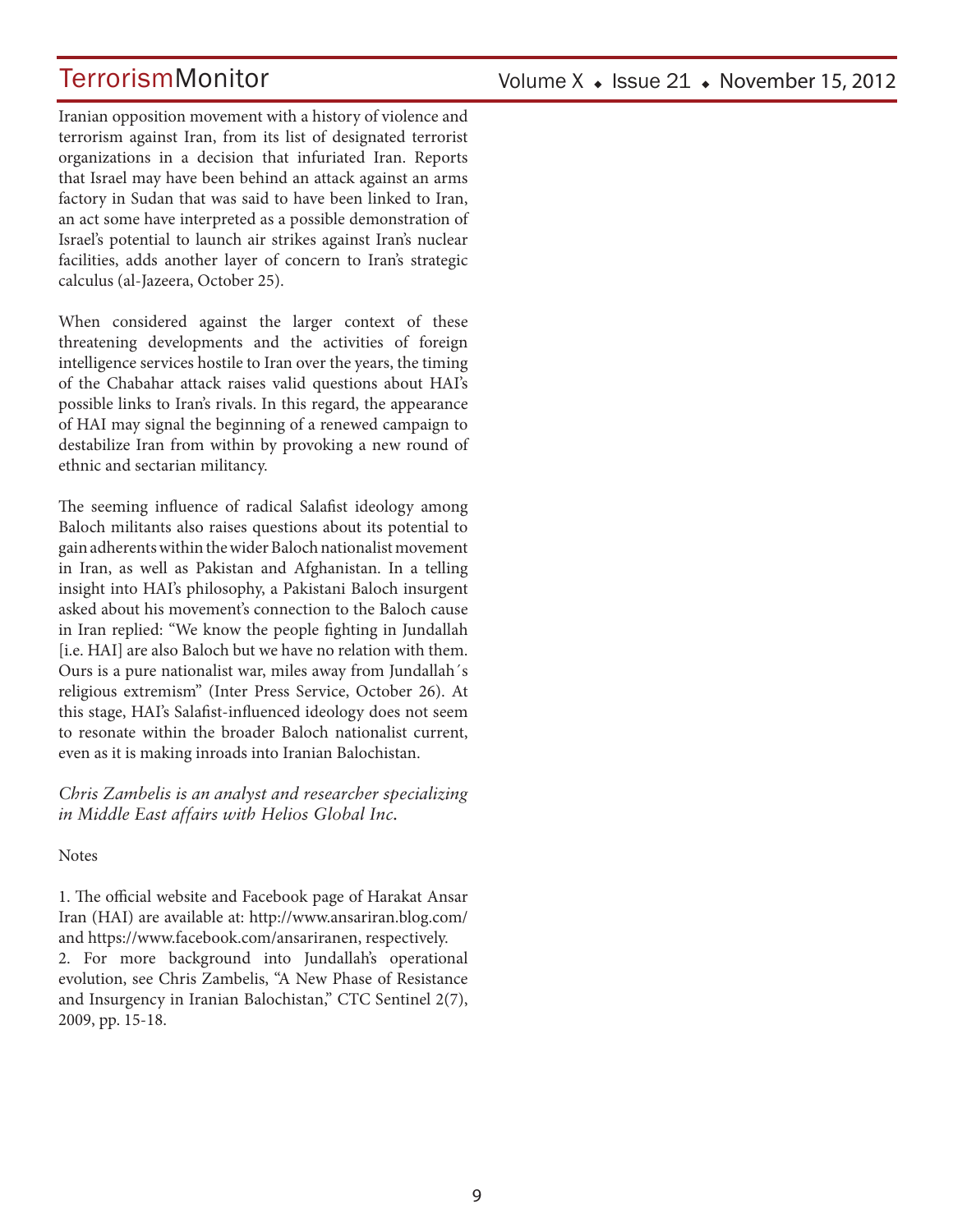Iranian opposition movement with a history of violence and terrorism against Iran, from its list of designated terrorist organizations in a decision that infuriated Iran. Reports that Israel may have been behind an attack against an arms factory in Sudan that was said to have been linked to Iran, an act some have interpreted as a possible demonstration of Israel's potential to launch air strikes against Iran's nuclear facilities, adds another layer of concern to Iran's strategic calculus (al-Jazeera, October 25).

When considered against the larger context of these threatening developments and the activities of foreign intelligence services hostile to Iran over the years, the timing of the Chabahar attack raises valid questions about HAI's possible links to Iran's rivals. In this regard, the appearance of HAI may signal the beginning of a renewed campaign to destabilize Iran from within by provoking a new round of ethnic and sectarian militancy.

The seeming influence of radical Salafist ideology among Baloch militants also raises questions about its potential to gain adherents within the wider Baloch nationalist movement in Iran, as well as Pakistan and Afghanistan. In a telling insight into HAI's philosophy, a Pakistani Baloch insurgent asked about his movement's connection to the Baloch cause in Iran replied: "We know the people fighting in Jundallah [i.e. HAI] are also Baloch but we have no relation with them. Ours is a pure nationalist war, miles away from Jundallah´s religious extremism" (Inter Press Service, October 26). At this stage, HAI's Salafist-influenced ideology does not seem to resonate within the broader Baloch nationalist current, even as it is making inroads into Iranian Balochistan.

*Chris Zambelis is an analyst and researcher specializing in Middle East affairs with Helios Global Inc.*

Notes

1. The official website and Facebook page of Harakat Ansar Iran (HAI) are available at: http://www.ansariran.blog.com/ and https://www.facebook.com/ansariranen, respectively.
2. For more background into Jundallah's operational evolution, see Chris Zambelis, "A New Phase of Resistance and Insurgency in Iranian Balochistan," CTC Sentinel 2(7), 2009, pp. 15-18.